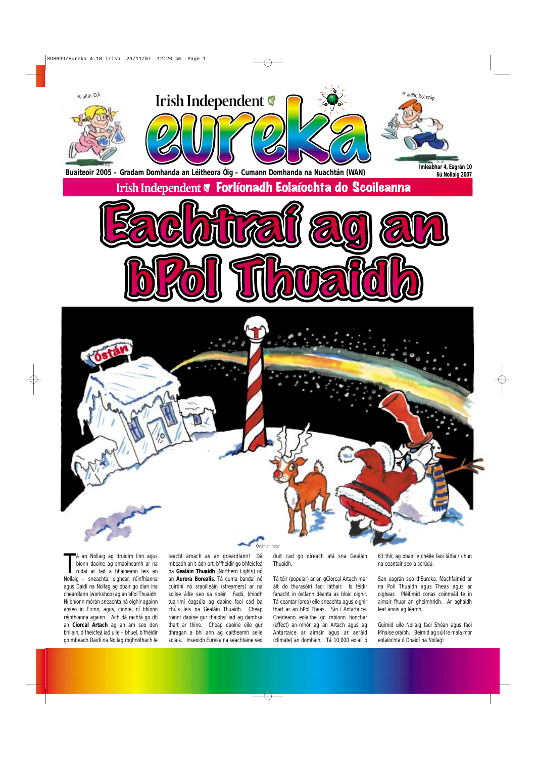Mollaí Cúl

Irish Independent

# eureka

Maidhc Reascóp

**Buaiteoir 2005 – Gradam Domhanda an Léitheora Óig – Cumann Domhanda na Nuachtán (WAN)**

**Imleabhar 4, Eagrán 10**
**6ú Nollaig 2007**

**Irish Independent Forlíonadh Eolaíochta do Scoileanna**

# Eachtraí ag an bPol Thuaidh

Óstán

Óstán *an hotel*

Tá an Nollaig ag druidim linn agus bíonn daoine ag smaoineamh ar na rudaí ar fad a bhaineann leis an Nollaig – sneachta, oighear, réinfhianna agus Daidí na Nollag ag obair go dian ina cheardlann (workshop) ag an bPol Thuaidh. Ní bhíonn mórán sneachta ná oighir againn anseo in Éirinn, agus, cinnte, ní bhíonn réinfhianna againn. Ach dá rachfá go dtí an **Ciorcal Artach** ag an am seo den bhliain, d'fheicfeá iad uile – bhuel, b'fhéidir go mbeadh Daidí na Nollag róghnóthach le teacht amach as an gceardlann! Dá mbeadh an t-ádh ort, b'fhéidir go bhfeicfeá na **Gealáin Thuaidh** (Northern Lights) nó an **Aurora Borealis**. Tá cuma bandaí nó cuirtíní nó sraoilleáin (streamers) ar na soilse áille seo sa spéir. Fadó, bhíodh tuairimí éagsúla ag daoine faoi cad ba chúis leis na Gealáin Thuaidh. Cheap roinnt daoine gur thaibhsí iad ag damhsa thart ar thine. Cheap daoine eile gur dhragan a bhí ann ag caitheamh seile solais. Inseoidh Eureka na seachtaine seo duit cad go díreach atá sna Gealáin Thuaidh.

Tá tóir (popular) ar an gCiorcal Artach mar áit do thurasóirí faoi láthair. Is féidir fanacht in óstlann déanta as bloic oighir. Tá ceantar (area) eile sneachta agus oighir thart ar an bPol Theas. Sin í Antartaice. Creideann eolaithe go mbíonn tionchar (effect) an-mhór ag an Artach agus ag Antartaice ar aimsir agus ar aeráid (climate) an domhain. Tá 10,000 eolaí, ó 63 thír, ag obair le chéile faoi láthair chun na ceantair seo a scrúdú.

San eagrán seo d'Eureka, féachfaimid ar na Poil Thuaidh agus Theas agus ar oighear. Pléifimid conas coinneáil te in aimsir fhuar an gheimhridh. Ar aghaidh leat anois ag léamh.

Guímid uile Nollaig faoi Shéan agus faoi Mhaise oraibh. Beimid ag súil le mála mór eolaíochta ó Dhaidí na Nollag!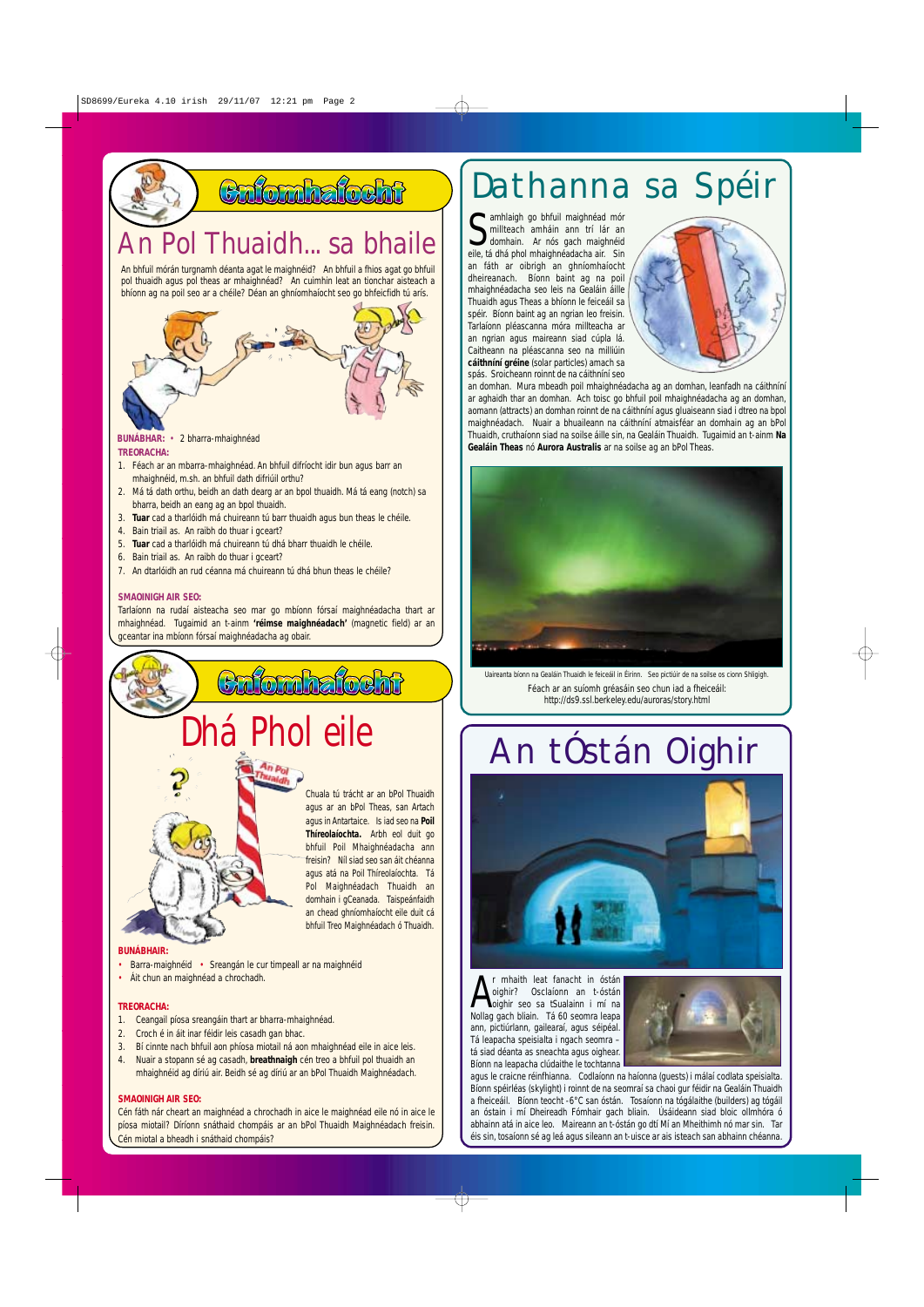## Gníomhaíocht

# An Pol Thuaidh... sa bhaile

An bhfuil mórán turgnamh déanta agat le maighnéid? An bhfuil a fhios agat go bhfuil pol thuaidh agus pol theas ar mhaighnéad? An cuimhin leat an tionchar aisteach a bhíonn ag na poil seo ar a chéile? Déan an ghníomhaíocht seo go bhfeicfidh tú arís.

**BUNÁBHAR:** • 2 bharra-mhaighnéad

**TREORACHA:**

1. Féach ar an mbarra-mhaighnéad. An bhfuil difríocht idir bun agus barr an mhaighnéid, m.sh. an bhfuil dath difriúil orthu?
2. Má tá dath orthu, beidh an dath dearg ar an bpol thuaidh. Má tá eang (notch) sa bharra, beidh an eang ag an bpol thuaidh.
3. **Tuar** cad a tharlóidh má chuireann tú barr thuaidh agus bun theas le chéile.
4. Bain triail as. An raibh do thuar i gceart?
5. **Tuar** cad a tharlóidh má chuireann tú dhá bharr thuaidh le chéile.
6. Bain triail as. An raibh do thuar i gceart?
7. An dtarlóidh an rud céanna má chuireann tú dhá bhun theas le chéile?

**SMAOINIGH AIR SEO:**

Tarlaíonn na rudaí aisteacha seo mar go mbíonn fórsaí maighnéadacha thart ar mhaighnéad. Tugaimid an t-ainm **'réimse maighnéadach'** (magnetic field) ar an gceantar ina mbíonn fórsaí maighnéadacha ag obair.

## Gníomhaíocht

# Dhá Phol eile

Chuala tú trácht ar an bPol Thuaidh agus ar an bPol Theas, san Artach agus in Antartaice. Is iad seo na **Poil Thíreolaíochta.** Arbh eol duit go bhfuil Poil Mhaighnéadacha ann freisin? Níl siad seo san áit chéanna agus atá na Poil Thíreolaíochta. Tá Pol Maighnéadach Thuaidh an domhain i gCeanada. Taispeánfaidh an chead ghníomhaíocht eile duit cá bhfuil Treo Maighnéadach ó Thuaidh.

**BUNÁBHAIR:**

- Barra-maighnéid
- Sreangán le cur timpeall ar na maighnéid
- Áit chun an maighnéad a chrochadh.

**TREORACHA:**

1. Ceangail píosa sreangáin thart ar bharra-mhaighnéad.
2. Croch é in áit inar féidir leis casadh gan bhac.
3. Bí cinnte nach bhfuil aon phíosa miotail ná aon mhaighnéad eile in aice leis.
4. Nuair a stopann sé ag casadh, **breathnaigh** cén treo a bhfuil pol thuaidh an mhaighnéid ag díriú air. Beidh sé ag díriú ar an bPol Thuaidh Maighnéadach.

**SMAOINIGH AIR SEO:**

Cén fáth nár cheart an maighnéad a chrochadh in aice le maighnéad eile nó in aice le píosa miotail? Díríonn snáthaid chompáis ar an bPol Thuaidh Maighnéadach freisin. Cén miotal a bheadh i snáthaid chompáis?

# Dathanna sa Spéir

Samhlaigh go bhfuil maighnéad mór millteach amháin ann trí lár an domhain. Ar nós gach maighnéid eile, tá dhá phol mhaighnéadacha air. Sin an fáth ar oibrigh an ghníomhaíocht dheireanach. Bíonn baint ag na poil mhaighnéadacha seo leis na Gealáin áille Thuaidh agus Theas a bhíonn le feiceáil sa spéir. Bíonn baint ag an ngrian leo freisin. Tarlaíonn pléascanna móra millteacha ar an ngrian agus maireann siad cúpla lá. Caitheann na pléascanna seo na milliúin **cáithníní gréine** (solar particles) amach sa spás. Sroicheann roinnt de na cáithníní seo an domhan. Mura mbeadh poil mhaighnéadacha ag an domhan, leanfadh na cáithníní ar aghaidh thar an domhan. Ach toisc go bhfuil poil mhaighnéadacha ag an domhan, aomann (attracts) an domhan roinnt de na cáithníní agus gluaiseann siad i dtreo na bpol maighnéadach. Nuair a bhuaileann na cáithníní atmaisféar an domhain ag an bPol Thuaidh, cruthaíonn siad na soilse áille sin, na Gealáin Thuaidh. Tugaimid an t-ainm **Na Gealáin Theas** nó **Aurora Australis** ar na soilse ag an bPol Theas.

Uaireanta bíonn na Gealáin Thuaidh le feiceáil in Éirinn. Seo pictiúir de na soilse os cionn Shligigh.

Féach ar an suíomh gréasáin seo chun iad a fheiceáil:
http://ds9.ssl.berkeley.edu/auroras/story.html

# An tÓstán Oighir

Ar mhaith leat fanacht in óstán oighir? Osclaíonn an t-óstán oighir seo sa tSualainn i mí na Nollag gach bliain. Tá 60 seomra leapa ann, pictiúrlann, gailearaí, agus séipéal. Tá leapacha speisialta i ngach seomra – tá siad déanta as sneachta agus oighear. Bíonn na leapacha clúdaithe le tochtanna agus le craicne réinfhianna. Codlaíonn na haíonna (guests) i málaí codlata speisialta. Bíonn spéirléas (skylight) i roinnt de na seomraí sa chaoi gur féidir na Gealáin Thuaidh a fheiceáil. Bíonn teocht -6°C san óstán. Tosaíonn na tógálaithe (builders) ag tógáil an óstáin i mí Dheireadh Fómhair gach bliain. Úsáideann siad bloic ollmhóra ó abhainn atá in aice leo. Maireann an t-óstán go dtí Mí an Mheithimh nó mar sin. Tar éis sin, tosaíonn sé ag leá agus sileann an t-uisce ar ais isteach san abhainn chéanna.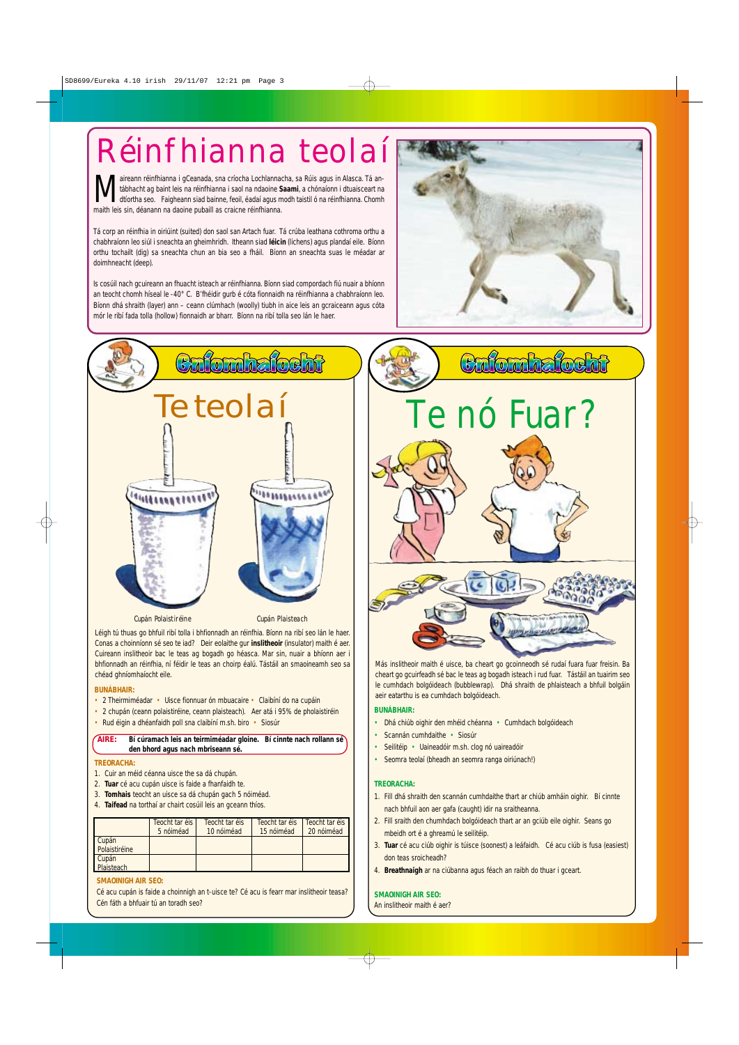# Réinfhianna teolaí

Maireann réinfhianna i gCeanada, sna críocha Lochlannacha, sa Rúis agus in Alasca. Tá an-tábhacht ag baint leis na réinfhianna i saol na ndaoine **Saami**, a chónaíonn i dtuaisceart na dtíortha seo. Faigheann siad bainne, feoil, éadaí agus modh taistil ó na réinfhianna. Chomh maith leis sin, déanann na daoine pubaill as craicne réinfhianna.

Tá corp an réinfhia in oiriúint (suited) don saol san Artach fuar. Tá crúba leathana cothroma orthu a chabhraíonn leo siúl i sneachta an gheimhridh. Itheann siad **léicin** (lichens) agus plandaí eile. Bíonn orthu tochailt (dig) sa sneachta chun an bia seo a fháil. Bíonn an sneachta suas le méadar ar doimhneacht (deep).

Is cosúil nach gcuireann an fhuacht isteach ar réinfhianna. Bíonn siad compordach fiú nuair a bhíonn an teocht chomh híseal le -40° C. B'fhéidir gurb é cóta fionnaidh na réinfhianna a chabhraíonn leo. Bíonn dhá shraith (layer) ann – ceann clúmhach (woolly) tiubh in aice leis an gcraiceann agus cóta mór le ribí fada tolla (hollow) fionnaidh ar bharr. Bíonn na ribí tolla seo lán le haer.

## Gníomhaíocht

### Te teolaí

Cupán Polaistiréine Cupán Plaisteach

Léigh tú thuas go bhfuil ribí tolla i bhfionnadh an réinfhia. Bíonn na ribí seo lán le haer. Conas a choinníonn sé seo te iad? Deir eolaithe gur **inslitheoir** (insulator) maith é aer. Cuireann inslitheoir bac le teas ag bogadh go héasca. Mar sin, nuair a bhíonn aer i bhfionnadh an réinfhia, ní féidir le teas an choirp éalú. Tástáil an smaoineamh seo sa chéad ghníomhaíocht eile.

**BUNÁBHAIR:**

- 2 Theirmiméadar
- Uisce fionnuar ón mbuacaire
- Claibíní do na cupáin
- 2 chupán (ceann polaistiréine, ceann plaisteach). Aer atá i 95% de pholaistiréin
- Rud éigin a dhéanfaidh poll sna claibíní m.sh. biro
- Siosúr

**AIRE:** **Bí cúramach leis an teirmiméadar gloine. Bí cinnte nach rollann sé den bhord agus nach mbriseann sé.**

**TREORACHA:**

1. Cuir an méid céanna uisce the sa dá chupán.
2. **Tuar** cé acu cupán uisce is faide a fhanfaidh te.
3. **Tomhais** teocht an uisce sa dá chupán gach 5 nóiméad.
4. **Taifead** na torthaí ar chairt cosúil leis an gceann thíos.

| | Teocht tar éis 5 nóiméad | Teocht tar éis 10 nóiméad | Teocht tar éis 15 nóiméad | Teocht tar éis 20 nóiméad |
|---|---|---|---|---|
| Cupán Polaistiréine | | | | |
| Cupán Plaisteach | | | | |

**SMAOINIGH AIR SEO:**

Cé acu cupán is faide a choinnigh an t-uisce te? Cé acu is fearr mar inslitheoir teasa? Cén fáth a bhfuair tú an toradh seo?

## Gníomhaíocht

### Te nó Fuar?

Más inslitheoir maith é uisce, ba cheart go gcoinneodh sé rudaí fuara fuar freisin. Ba cheart go gcuirfeadh sé bac le teas ag bogadh isteach i rud fuar. Tástáil an tuairim seo le cumhdach bolgóideach (bubblewrap). Dhá shraith de phlaisteach a bhfuil bolgáin aeir eatarthu is ea cumhdach bolgóideach.

**BUNÁBHAIR:**

- Dhá chiúb oighir den mhéid chéanna
- Cumhdach bolgóideach
- Scannán cumhdaithe
- Siosúr
- Seilitéip
- Uaineadóir m.sh. clog nó uaireadóir
- Seomra teolaí (bheadh an seomra ranga oiriúnach!)

**TREORACHA:**

1. Fill dhá shraith den scannán cumhdaithe thart ar chiúb amháin oighir. Bí cinnte nach bhfuil aon aer gafa (caught) idir na sraitheanna.
2. Fill sraith den chumhdach bolgóideach thart ar an gciúb eile oighir. Seans go mbeidh ort é a ghreamú le seilitéip.
3. **Tuar** cé acu ciúb oighir is túisce (soonest) a leáfaidh. Cé acu ciúb is fusa (easiest) don teas sroicheadh?
4. **Breathnaigh** ar na ciúbanna agus féach an raibh do thuar i gceart.

**SMAOINIGH AIR SEO:**

An inslitheoir maith é aer?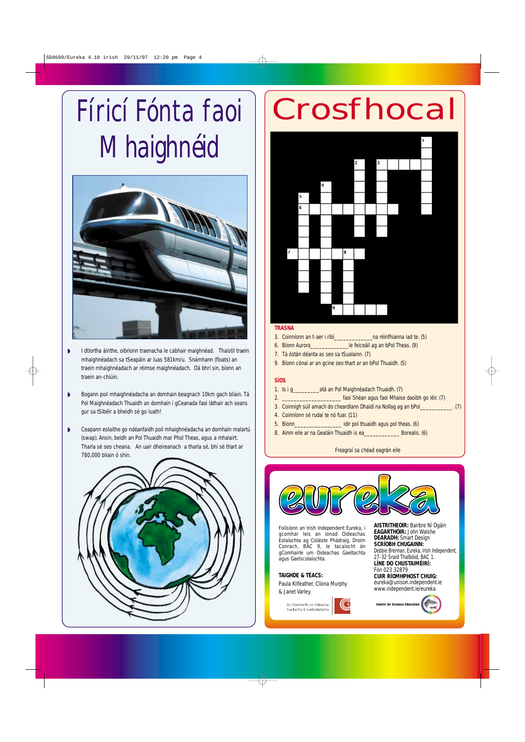# Fíricí Fónta faoi Mhaighnéid

- I dtíortha áirithe, oibríonn traenacha le cabhair maighnéad. Thaistil traein mhaighnéadach sa tSeapáin ar luas 581km/u. Snámhann (floats) an traein mhaighnéadach ar réimse maighnéadach. Dá bhrí sin, bíonn an traein an-chiúin.
- Bogann poil mhaighnéadacha an domhain beagnach 10km gach bliain. Tá Pol Maighnéadach Thuaidh an domhain i gCeanada faoi láthair ach seans gur sa tSibéir a bheidh sé go luath!
- Ceapann eolaithe go ndéanfaidh poil mhaighnéadacha an domhain malartú (swap). Ansin, beidh an Pol Thuaidh mar Phol Theas, agus a mhalairt. Tharla sé seo cheana. An uair dheireanach a tharla sé, bhí sé thart ar 780,000 bliain ó shin.

# Crosfhocal

**TRASNA**

3. Coinníonn an t-aer i ribí____________na réinfhianna iad te. (5)
6. Bíonn Aurora____________le feiceáil ag an bPol Theas. (9)
7. Tá óstán déanta as seo sa tSualainn. (7)
9. Bíonn cónaí ar an gcine seo thart ar an bPol Thuaidh. (5)

**SÍOS**

1. Is i g________atá an Pol Maighnéadach Thuaidh. (7)
2. ___________________ faoi Shéan agus faoi Mhaise daoibh go léir. (7)
3. Coinnigh súil amach do cheardlann Dhaidí na Nollag ag an bPol__________. (7)
4. Coinníonn sé rudaí te nó fuar. (11)
5. Bíonn_______________ idir pol thuaidh agus pol theas. (6)
8. Ainm eile ar na Gealáin Thuaidh is ea___________ Borealis. (6)

Freagraí sa chéad eagrán eile

# eureka

Foilsíonn an Irish Independent Eureka, i gcomhar leis an Ionad Oideachas Eolaíochta ag Coláiste Phádraig, Droim Conrach, BÁC 9, le tacaíocht ón gComhairle um Oideachas Gaeltachta agus Gaelscolaíochta.

**TAIGHDE & TÉACS:**
Paula Kilfeather, Clíona Murphy & Janet Varley.

**AISTRITHEOIR:** Bairbre Ní Ógáin
**EAGARTHÓIR:** John Walshe
**DEARADH:** Smart Design
**SCRÍOBH CHUGAINN:**
Debbie Brennan, Eureka, Irish Independent, 27-32 Sraid Thalbóid, BAC 1.
**LÍNE DO CHUSTAIMÉIRÍ:**
Fón 023 32879
**CUIR RÍOMHPHOST CHUIG:**
eureka@unison.independent.ie
www.independent.ie/eureka

An Chomhairle um Oideachas Gaeltachta & Gaelscolaíochta

Centre for Science Education